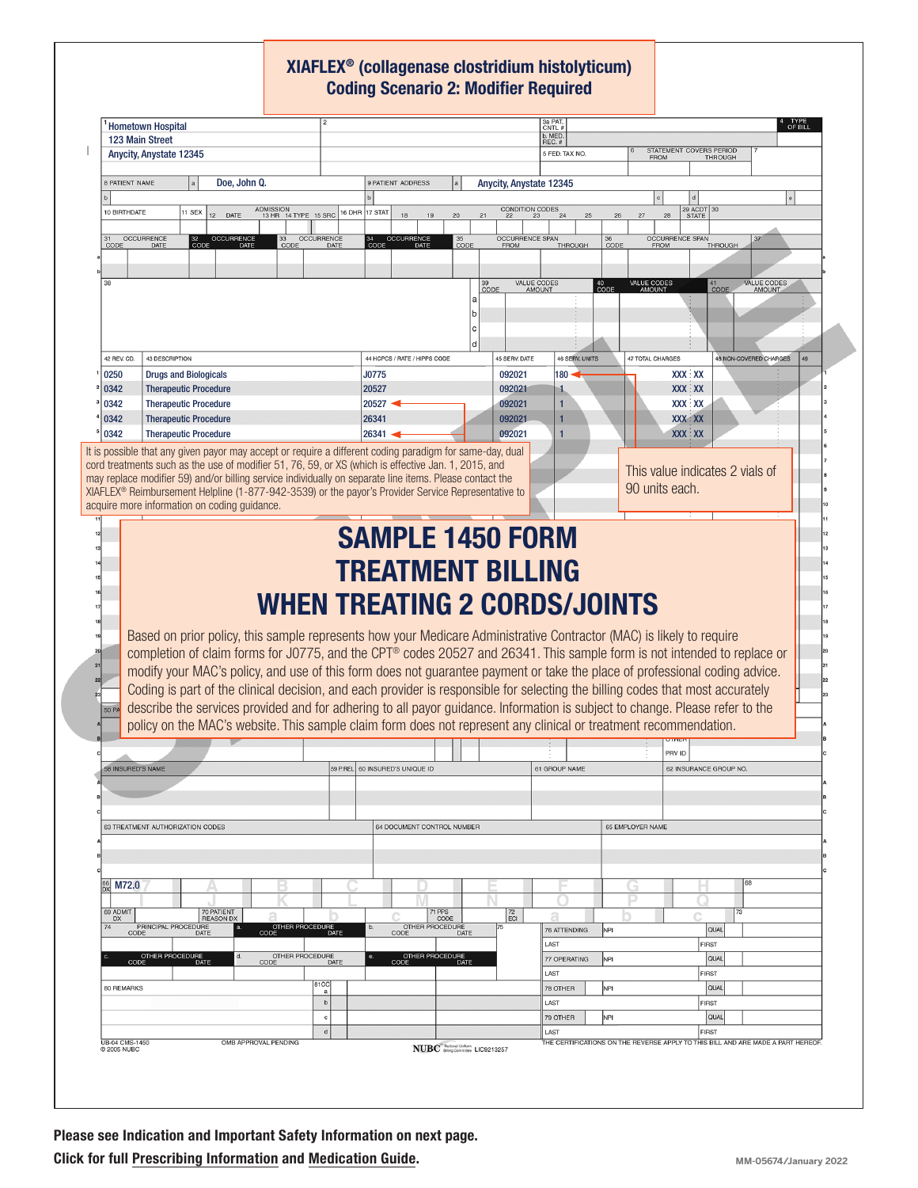# XIAFLEX® (collagenase clostridium histolyticum)
## Coding Scenario 2: Modifier Required

Hometown Hospital
123 Main Street
Anycity, Anystate 12345

8 PATIENT NAME: Doe, John Q.

9 PATIENT ADDRESS: Anycity, Anystate 12345

| 42 REV. CD. | 43 DESCRIPTION | 44 HCPCS / RATE / HIPPS CODE | 45 SERV. DATE | 46 SERV. UNITS | 47 TOTAL CHARGES | 48 NON-COVERED CHARGES |
|---|---|---|---|---|---|---|
| 0250 | Drugs and Biologicals | J0775 | 092021 | 180 | XXX XX | |
| 0342 | Therapeutic Procedure | 20527 | 092021 | 1 | XXX XX | |
| 0342 | Therapeutic Procedure | 20527 | 092021 | 1 | XXX XX | |
| 0342 | Therapeutic Procedure | 26341 | 092021 | 1 | XXX XX | |
| 0342 | Therapeutic Procedure | 26341 | 092021 | 1 | XXX XX | |

It is possible that any given payor may accept or require a different coding paradigm for same-day, dual cord treatments such as the use of modifier 51, 76, 59, or XS (which is effective Jan. 1, 2015, and may replace modifier 59) and/or billing service individually on separate line items. Please contact the XIAFLEX® Reimbursement Helpline (1-877-942-3539) or the payor's Provider Service Representative to acquire more information on coding guidance.

This value indicates 2 vials of 90 units each.

## SAMPLE 1450 FORM TREATMENT BILLING WHEN TREATING 2 CORDS/JOINTS

Based on prior policy, this sample represents how your Medicare Administrative Contractor (MAC) is likely to require completion of claim forms for J0775, and the CPT® codes 20527 and 26341. This sample form is not intended to replace or modify your MAC's policy, and use of this form does not guarantee payment or take the place of professional coding advice. Coding is part of the clinical decision, and each provider is responsible for selecting the billing codes that most accurately describe the services provided and for adhering to all payor guidance. Information is subject to change. Please refer to the policy on the MAC's website. This sample claim form does not represent any clinical or treatment recommendation.

66 DX: M72.0

UB-04 CMS-1450 © 2005 NUBC — OMB APPROVAL PENDING — NUBC LIC9213257 — THE CERTIFICATIONS ON THE REVERSE APPLY TO THIS BILL AND ARE MADE A PART HEREOF.

**Please see Indication and Important Safety Information on next page.**

**Click for full Prescribing Information and Medication Guide.**

MM-05674/January 2022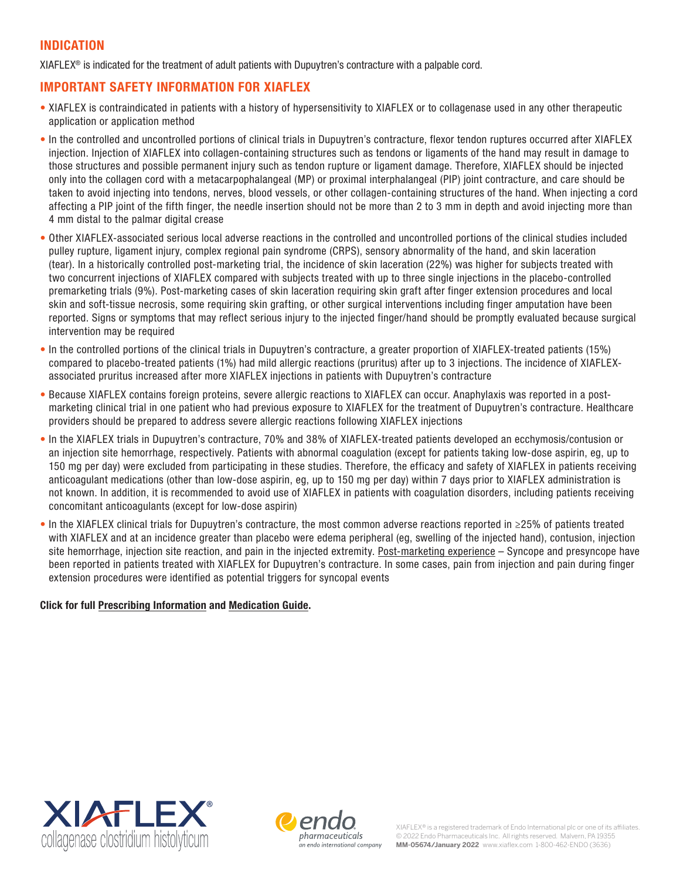## INDICATION

XIAFLEX® is indicated for the treatment of adult patients with Dupuytren's contracture with a palpable cord.

## IMPORTANT SAFETY INFORMATION FOR XIAFLEX

- XIAFLEX is contraindicated in patients with a history of hypersensitivity to XIAFLEX or to collagenase used in any other therapeutic application or application method
- In the controlled and uncontrolled portions of clinical trials in Dupuytren's contracture, flexor tendon ruptures occurred after XIAFLEX injection. Injection of XIAFLEX into collagen-containing structures such as tendons or ligaments of the hand may result in damage to those structures and possible permanent injury such as tendon rupture or ligament damage. Therefore, XIAFLEX should be injected only into the collagen cord with a metacarpophalangeal (MP) or proximal interphalangeal (PIP) joint contracture, and care should be taken to avoid injecting into tendons, nerves, blood vessels, or other collagen-containing structures of the hand. When injecting a cord affecting a PIP joint of the fifth finger, the needle insertion should not be more than 2 to 3 mm in depth and avoid injecting more than 4 mm distal to the palmar digital crease
- Other XIAFLEX-associated serious local adverse reactions in the controlled and uncontrolled portions of the clinical studies included pulley rupture, ligament injury, complex regional pain syndrome (CRPS), sensory abnormality of the hand, and skin laceration (tear). In a historically controlled post-marketing trial, the incidence of skin laceration (22%) was higher for subjects treated with two concurrent injections of XIAFLEX compared with subjects treated with up to three single injections in the placebo-controlled premarketing trials (9%). Post-marketing cases of skin laceration requiring skin graft after finger extension procedures and local skin and soft-tissue necrosis, some requiring skin grafting, or other surgical interventions including finger amputation have been reported. Signs or symptoms that may reflect serious injury to the injected finger/hand should be promptly evaluated because surgical intervention may be required
- In the controlled portions of the clinical trials in Dupuytren's contracture, a greater proportion of XIAFLEX-treated patients (15%) compared to placebo-treated patients (1%) had mild allergic reactions (pruritus) after up to 3 injections. The incidence of XIAFLEX-associated pruritus increased after more XIAFLEX injections in patients with Dupuytren's contracture
- Because XIAFLEX contains foreign proteins, severe allergic reactions to XIAFLEX can occur. Anaphylaxis was reported in a post-marketing clinical trial in one patient who had previous exposure to XIAFLEX for the treatment of Dupuytren's contracture. Healthcare providers should be prepared to address severe allergic reactions following XIAFLEX injections
- In the XIAFLEX trials in Dupuytren's contracture, 70% and 38% of XIAFLEX-treated patients developed an ecchymosis/contusion or an injection site hemorrhage, respectively. Patients with abnormal coagulation (except for patients taking low-dose aspirin, eg, up to 150 mg per day) were excluded from participating in these studies. Therefore, the efficacy and safety of XIAFLEX in patients receiving anticoagulant medications (other than low-dose aspirin, eg, up to 150 mg per day) within 7 days prior to XIAFLEX administration is not known. In addition, it is recommended to avoid use of XIAFLEX in patients with coagulation disorders, including patients receiving concomitant anticoagulants (except for low-dose aspirin)
- In the XIAFLEX clinical trials for Dupuytren's contracture, the most common adverse reactions reported in ≥25% of patients treated with XIAFLEX and at an incidence greater than placebo were edema peripheral (eg, swelling of the injected hand), contusion, injection site hemorrhage, injection site reaction, and pain in the injected extremity. Post-marketing experience – Syncope and presyncope have been reported in patients treated with XIAFLEX for Dupuytren's contracture. In some cases, pain from injection and pain during finger extension procedures were identified as potential triggers for syncopal events

**Click for full Prescribing Information and Medication Guide.**

XIAFLEX®
collagenase clostridium histolyticum

endo pharmaceuticals
an endo international company

XIAFLEX® is a registered trademark of Endo International plc or one of its affiliates.
© 2022 Endo Pharmaceuticals Inc. All rights reserved. Malvern, PA 19355
**MM-05674/January 2022** www.xiaflex.com 1-800-462-ENDO (3636)